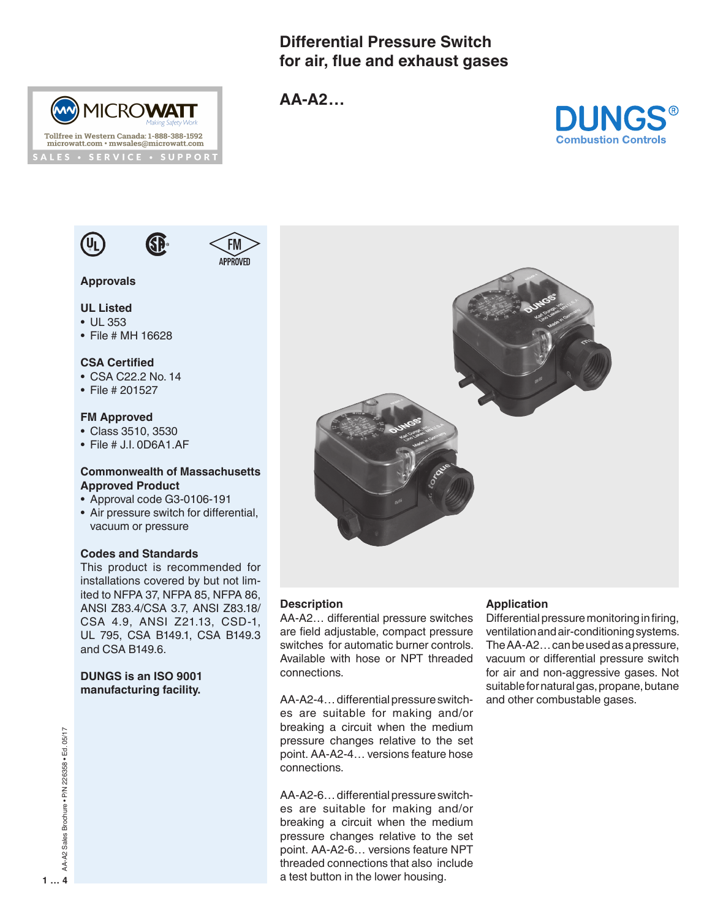# Differential Pressure Switch for air, flue and exhaust gases

## AA-A2…

MICROWATT
Making Safety Work
Tollfree in Western Canada: 1-888-388-1592
microwatt.com • mwsales@microwatt.com
SALES • SERVICE • SUPPORT

DUNGS®
Combustion Controls

### Approvals

**UL Listed**
- UL 353
- File # MH 16628

**CSA Certified**
- CSA C22.2 No. 14
- File # 201527

**FM Approved**
- Class 3510, 3530
- File # J.I. 0D6A1.AF

**Commonwealth of Massachusetts Approved Product**
- Approval code G3-0106-191
- Air pressure switch for differential, vacuum or pressure

**Codes and Standards**

This product is recommended for installations covered by but not limited to NFPA 37, NFPA 85, NFPA 86, ANSI Z83.4/CSA 3.7, ANSI Z83.18/CSA 4.9, ANSI Z21.13, CSD-1, UL 795, CSA B149.1, CSA B149.3 and CSA B149.6.

**DUNGS is an ISO 9001 manufacturing facility.**

### Description

AA-A2… differential pressure switches are field adjustable, compact pressure switches for automatic burner controls. Available with hose or NPT threaded connections.

AA-A2-4… differential pressure switches are suitable for making and/or breaking a circuit when the medium pressure changes relative to the set point. AA-A2-4… versions feature hose connections.

AA-A2-6… differential pressure switches are suitable for making and/or breaking a circuit when the medium pressure changes relative to the set point. AA-A2-6… versions feature NPT threaded connections that also include a test button in the lower housing.

### Application

Differential pressure monitoring in firing, ventilation and air-conditioning systems. The AA-A2… can be used as a pressure, vacuum or differential pressure switch for air and non-aggressive gases. Not suitable for natural gas, propane, butane and other combustable gases.

AA-A2 Sales Brochure • P/N 226358 • Ed. 05/17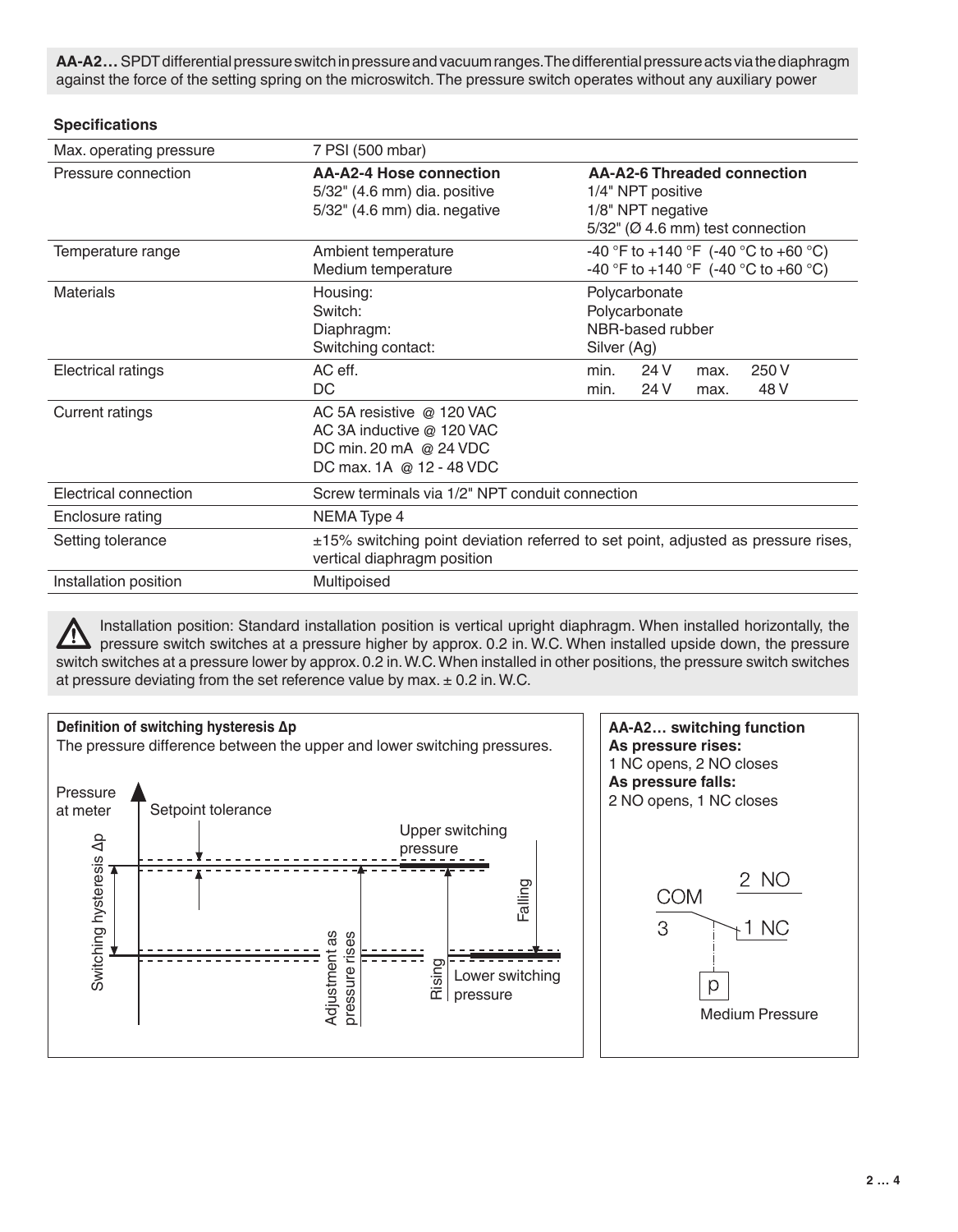**AA-A2…** SPDT differential pressure switch in pressure and vacuum ranges. The differential pressure acts via the diaphragm against the force of the setting spring on the microswitch. The pressure switch operates without any auxiliary power

### Specifications

| | | |
|---|---|---|
| Max. operating pressure | 7 PSI (500 mbar) | |
| Pressure connection | **AA-A2-4 Hose connection**<br>5/32" (4.6 mm) dia. positive<br>5/32" (4.6 mm) dia. negative | **AA-A2-6 Threaded connection**<br>1/4" NPT positive<br>1/8" NPT negative<br>5/32" (Ø 4.6 mm) test connection |
| Temperature range | Ambient temperature<br>Medium temperature | -40 °F to +140 °F (-40 °C to +60 °C)<br>-40 °F to +140 °F (-40 °C to +60 °C) |
| Materials | Housing:<br>Switch:<br>Diaphragm:<br>Switching contact: | Polycarbonate<br>Polycarbonate<br>NBR-based rubber<br>Silver (Ag) |
| Electrical ratings | AC eff.<br>DC | min. 24 V max. 250 V<br>min. 24 V max. 48 V |
| Current ratings | AC 5A resistive @ 120 VAC<br>AC 3A inductive @ 120 VAC<br>DC min. 20 mA @ 24 VDC<br>DC max. 1A @ 12 - 48 VDC | |
| Electrical connection | Screw terminals via 1/2" NPT conduit connection | |
| Enclosure rating | NEMA Type 4 | |
| Setting tolerance | ±15% switching point deviation referred to set point, adjusted as pressure rises, vertical diaphragm position | |
| Installation position | Multipoised | |

⚠ Installation position: Standard installation position is vertical upright diaphragm. When installed horizontally, the pressure switch switches at a pressure higher by approx. 0.2 in. W.C. When installed upside down, the pressure switch switches at a pressure lower by approx. 0.2 in. W.C. When installed in other positions, the pressure switch switches at pressure deviating from the set reference value by max. ± 0.2 in. W.C.

**Definition of switching hysteresis Δp**

The pressure difference between the upper and lower switching pressures.

Pressure at meter | Setpoint tolerance | Upper switching pressure | Switching hysteresis Δp | Adjustment as pressure rises | Rising | Falling | Lower switching pressure

**AA-A2… switching function**

**As pressure rises:**
1 NC opens, 2 NO closes

**As pressure falls:**
2 NO opens, 1 NC closes

COM 3 | 2 NO | 1 NC | p | Medium Pressure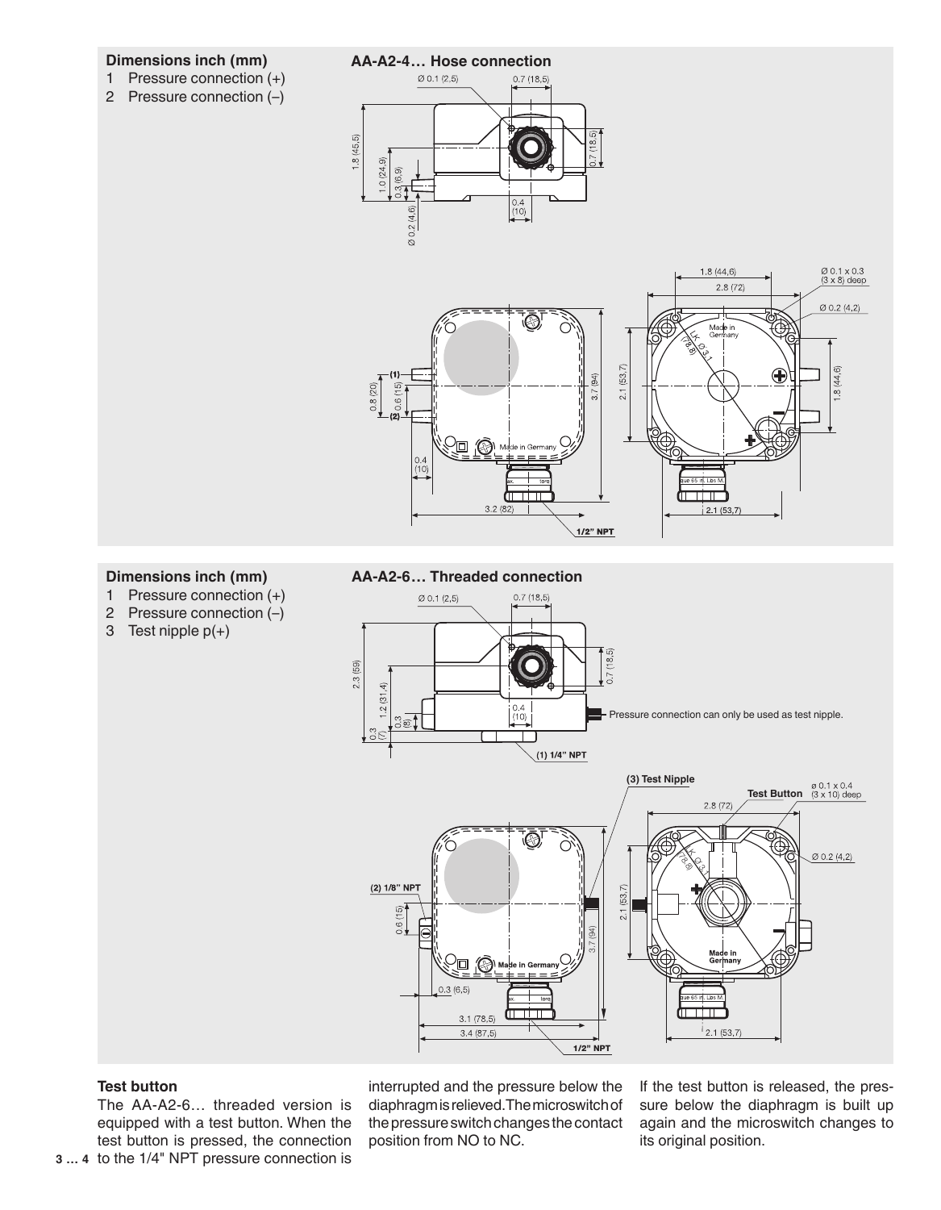**Dimensions inch (mm)**

1 Pressure connection (+)
2 Pressure connection (–)

**AA-A2-4… Hose connection**

**Dimensions inch (mm)**

1 Pressure connection (+)
2 Pressure connection (–)
3 Test nipple p(+)

**AA-A2-6… Threaded connection**

Pressure connection can only be used as test nipple.

**Test button**

The AA-A2-6… threaded version is equipped with a test button. When the test button is pressed, the connection to the 1/4" NPT pressure connection is interrupted and the pressure below the diaphragm is relieved. The microswitch of the pressure switch changes the contact position from NO to NC.

If the test button is released, the pressure below the diaphragm is built up again and the microswitch changes to its original position.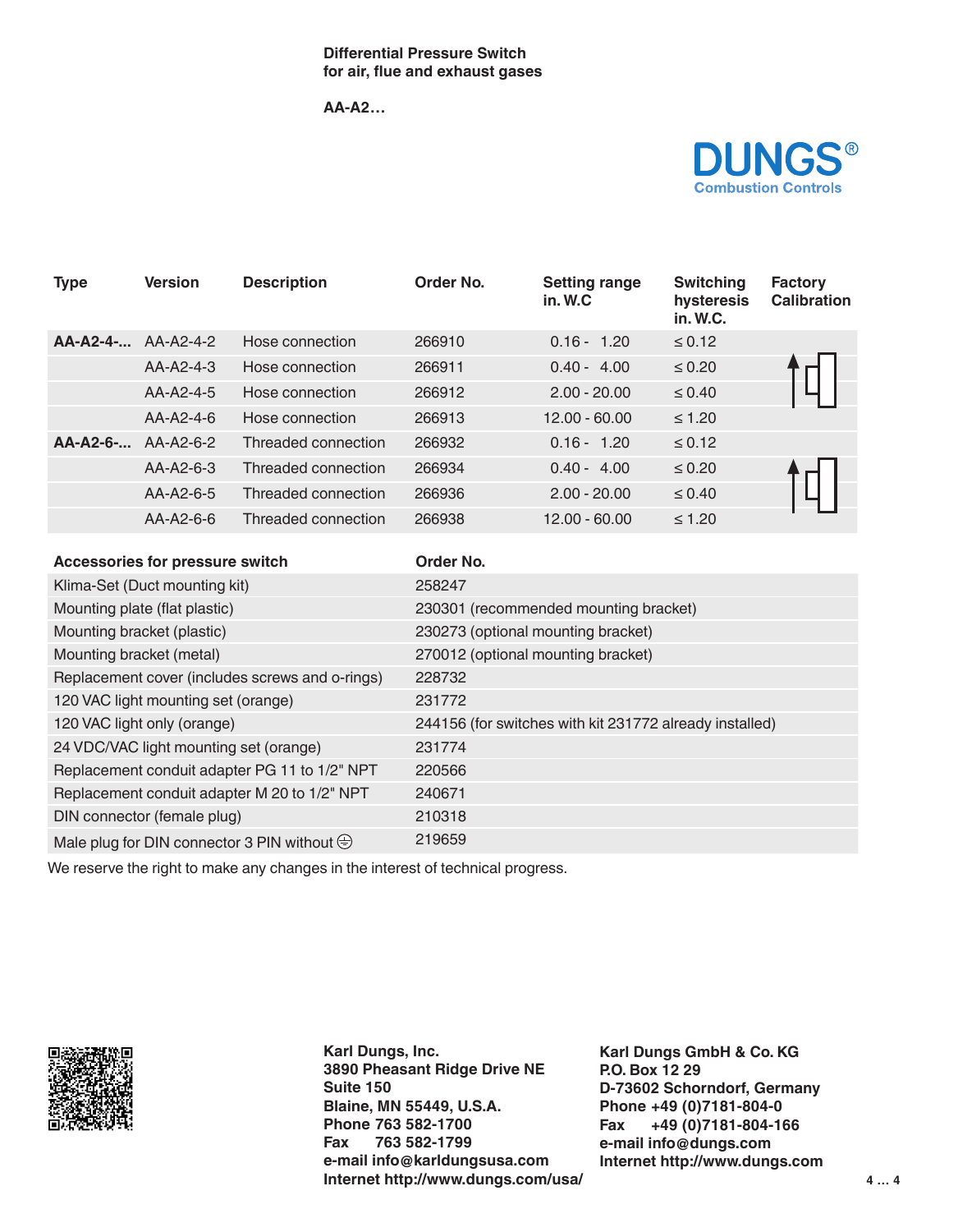**Differential Pressure Switch**
**for air, flue and exhaust gases**

**AA-A2…**

DUNGS®
Combustion Controls

| Type | Version | Description | Order No. | Setting range in. W.C | Switching hysteresis in. W.C. | Factory Calibration |
|---|---|---|---|---|---|---|
| **AA-A2-4-...** | AA-A2-4-2 | Hose connection | 266910 | 0.16 - 1.20 | ≤ 0.12 | |
| | AA-A2-4-3 | Hose connection | 266911 | 0.40 - 4.00 | ≤ 0.20 | |
| | AA-A2-4-5 | Hose connection | 266912 | 2.00 - 20.00 | ≤ 0.40 | |
| | AA-A2-4-6 | Hose connection | 266913 | 12.00 - 60.00 | ≤ 1.20 | |
| **AA-A2-6-...** | AA-A2-6-2 | Threaded connection | 266932 | 0.16 - 1.20 | ≤ 0.12 | |
| | AA-A2-6-3 | Threaded connection | 266934 | 0.40 - 4.00 | ≤ 0.20 | |
| | AA-A2-6-5 | Threaded connection | 266936 | 2.00 - 20.00 | ≤ 0.40 | |
| | AA-A2-6-6 | Threaded connection | 266938 | 12.00 - 60.00 | ≤ 1.20 | |

| Accessories for pressure switch | Order No. |
|---|---|
| Klima-Set (Duct mounting kit) | 258247 |
| Mounting plate (flat plastic) | 230301 (recommended mounting bracket) |
| Mounting bracket (plastic) | 230273 (optional mounting bracket) |
| Mounting bracket (metal) | 270012 (optional mounting bracket) |
| Replacement cover (includes screws and o-rings) | 228732 |
| 120 VAC light mounting set (orange) | 231772 |
| 120 VAC light only (orange) | 244156 (for switches with kit 231772 already installed) |
| 24 VDC/VAC light mounting set (orange) | 231774 |
| Replacement conduit adapter PG 11 to 1/2" NPT | 220566 |
| Replacement conduit adapter M 20 to 1/2" NPT | 240671 |
| DIN connector (female plug) | 210318 |
| Male plug for DIN connector 3 PIN without ⏚ | 219659 |

We reserve the right to make any changes in the interest of technical progress.

**Karl Dungs, Inc.**
**3890 Pheasant Ridge Drive NE**
**Suite 150**
**Blaine, MN 55449, U.S.A.**
**Phone 763 582-1700**
**Fax 763 582-1799**
**e-mail info@karldungsusa.com**
**Internet http://www.dungs.com/usa/**

**Karl Dungs GmbH & Co. KG**
**P.O. Box 12 29**
**D-73602 Schorndorf, Germany**
**Phone +49 (0)7181-804-0**
**Fax +49 (0)7181-804-166**
**e-mail info@dungs.com**
**Internet http://www.dungs.com**